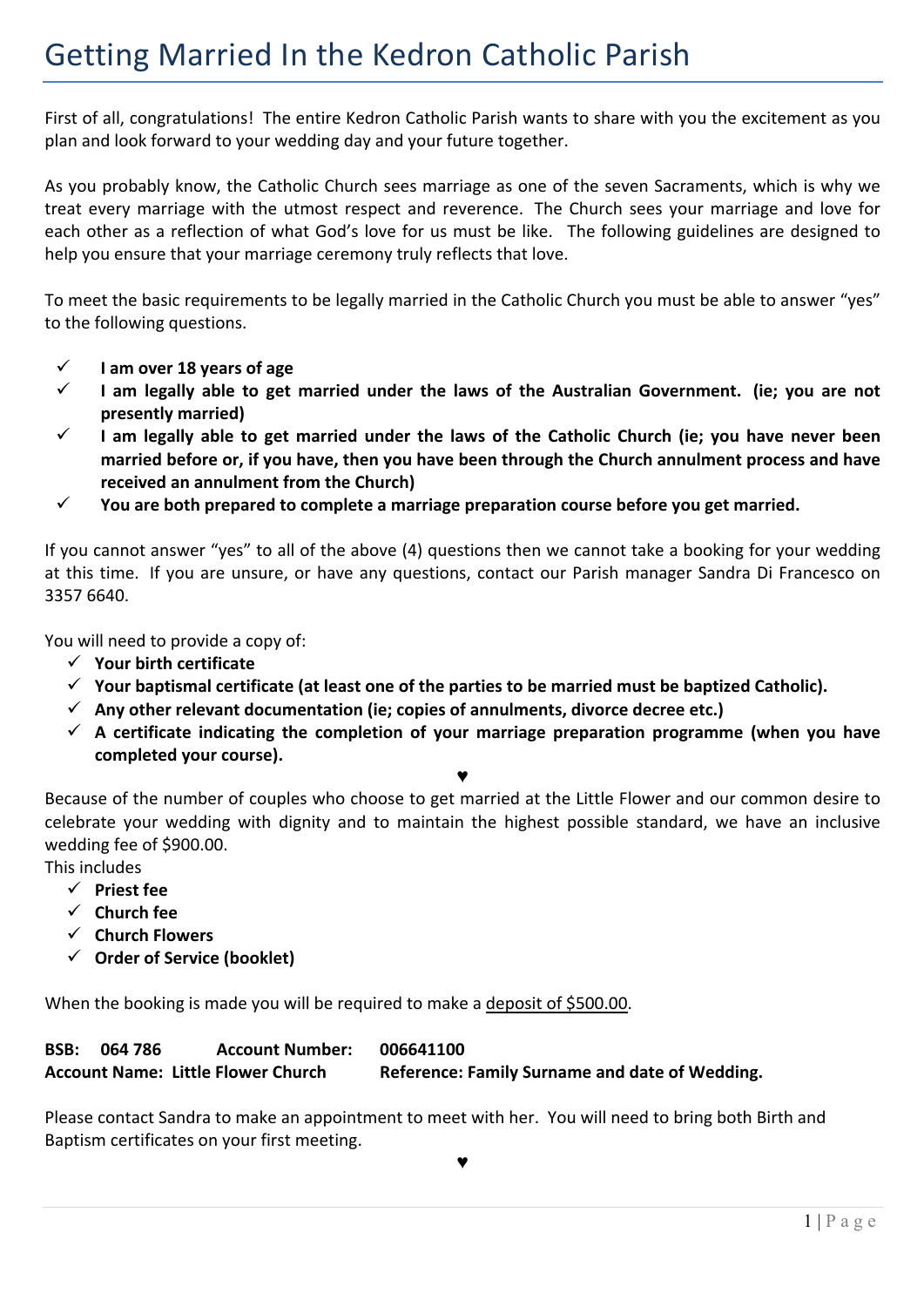# Getting Married In the Kedron Catholic Parish

First of all, congratulations! The entire Kedron Catholic Parish wants to share with you the excitement as you plan and look forward to your wedding day and your future together.

As you probably know, the Catholic Church sees marriage as one of the seven Sacraments, which is why we treat every marriage with the utmost respect and reverence. The Church sees your marriage and love for each other as a reflection of what God's love for us must be like. The following guidelines are designed to help you ensure that your marriage ceremony truly reflects that love.

To meet the basic requirements to be legally married in the Catholic Church you must be able to answer "yes" to the following questions.

- ✓ **I am over 18 years of age**
- ✓ **I am legally able to get married under the laws of the Australian Government. (ie; you are not presently married)**
- ✓ **I am legally able to get married under the laws of the Catholic Church (ie; you have never been married before or, if you have, then you have been through the Church annulment process and have received an annulment from the Church)**
- ✓ **You are both prepared to complete a marriage preparation course before you get married.**

If you cannot answer "yes" to all of the above (4) questions then we cannot take a booking for your wedding at this time. If you are unsure, or have any questions, contact our Parish manager Sandra Di Francesco on 3357 6640.

You will need to provide a copy of:

- ✓ **Your birth certificate**
- ✓ **Your baptismal certificate (at least one of the parties to be married must be baptized Catholic).**
- ✓ **Any other relevant documentation (ie; copies of annulments, divorce decree etc.)**
- ✓ **A certificate indicating the completion of your marriage preparation programme (when you have completed your course).**

♥

Because of the number of couples who choose to get married at the Little Flower and our common desire to celebrate your wedding with dignity and to maintain the highest possible standard, we have an inclusive wedding fee of $900.00.

This includes

- ✓ **Priest fee**
- ✓ **Church fee**
- ✓ **Church Flowers**
- ✓ **Order of Service (booklet)**

When the booking is made you will be required to make a <u>deposit of $500.00</u>.

**BSB: 064 786 Account Number: 006641100**
**Account Name: Little Flower Church Reference: Family Surname and date of Wedding.**

Please contact Sandra to make an appointment to meet with her. You will need to bring both Birth and Baptism certificates on your first meeting.

♥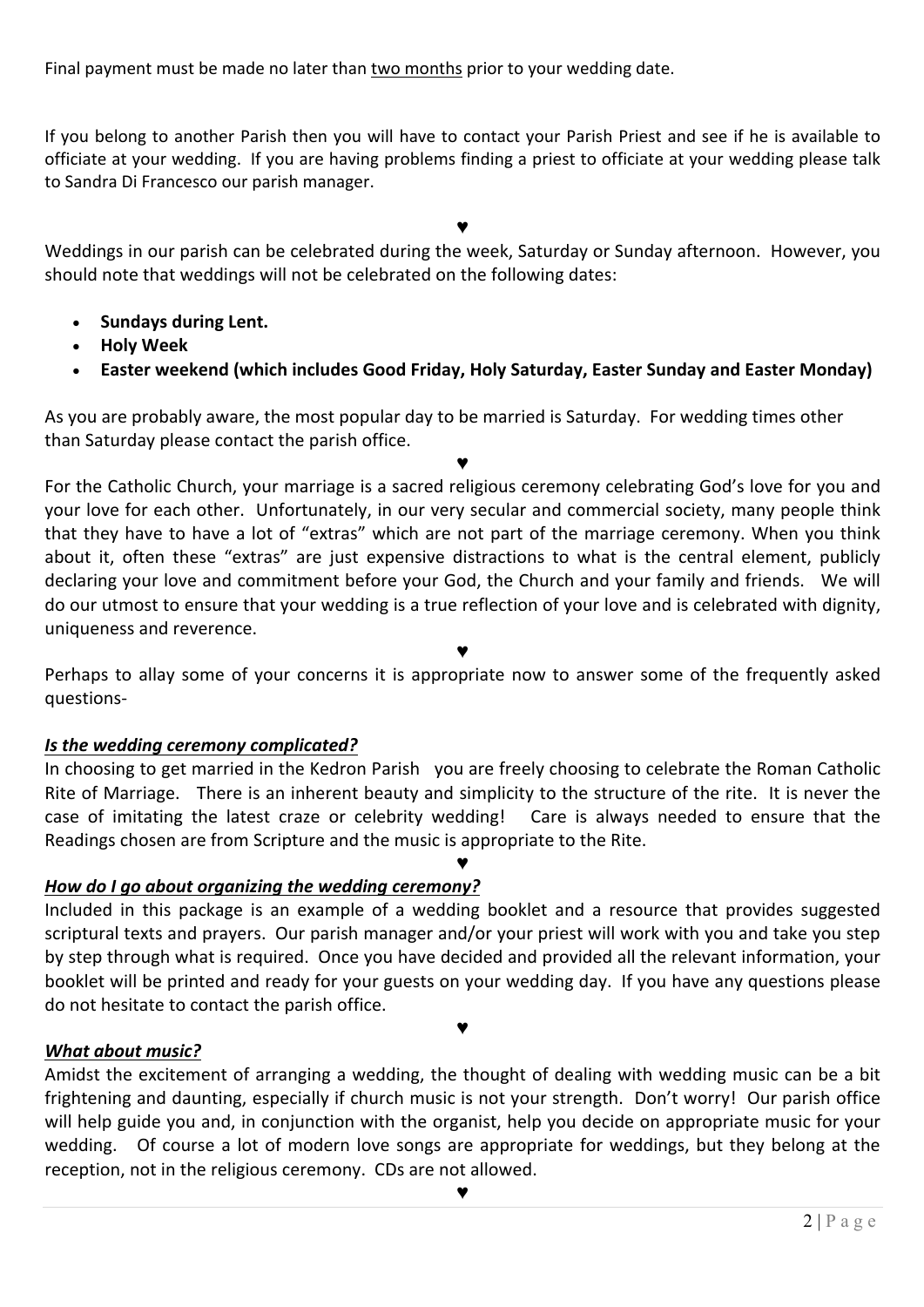Final payment must be made no later than <u>two months</u> prior to your wedding date.

If you belong to another Parish then you will have to contact your Parish Priest and see if he is available to officiate at your wedding. If you are having problems finding a priest to officiate at your wedding please talk to Sandra Di Francesco our parish manager.

♥

Weddings in our parish can be celebrated during the week, Saturday or Sunday afternoon. However, you should note that weddings will not be celebrated on the following dates:

- **Sundays during Lent.**
- **Holy Week**
- **Easter weekend (which includes Good Friday, Holy Saturday, Easter Sunday and Easter Monday)**

As you are probably aware, the most popular day to be married is Saturday. For wedding times other than Saturday please contact the parish office.

♥

For the Catholic Church, your marriage is a sacred religious ceremony celebrating God's love for you and your love for each other. Unfortunately, in our very secular and commercial society, many people think that they have to have a lot of "extras" which are not part of the marriage ceremony. When you think about it, often these "extras" are just expensive distractions to what is the central element, publicly declaring your love and commitment before your God, the Church and your family and friends. We will do our utmost to ensure that your wedding is a true reflection of your love and is celebrated with dignity, uniqueness and reverence.

♥

Perhaps to allay some of your concerns it is appropriate now to answer some of the frequently asked questions-

***<u>Is the wedding ceremony complicated?</u>***

In choosing to get married in the Kedron Parish you are freely choosing to celebrate the Roman Catholic Rite of Marriage. There is an inherent beauty and simplicity to the structure of the rite. It is never the case of imitating the latest craze or celebrity wedding! Care is always needed to ensure that the Readings chosen are from Scripture and the music is appropriate to the Rite.

♥

***<u>How do I go about organizing the wedding ceremony?</u>***

Included in this package is an example of a wedding booklet and a resource that provides suggested scriptural texts and prayers. Our parish manager and/or your priest will work with you and take you step by step through what is required. Once you have decided and provided all the relevant information, your booklet will be printed and ready for your guests on your wedding day. If you have any questions please do not hesitate to contact the parish office.

♥

***<u>What about music?</u>***

Amidst the excitement of arranging a wedding, the thought of dealing with wedding music can be a bit frightening and daunting, especially if church music is not your strength. Don't worry! Our parish office will help guide you and, in conjunction with the organist, help you decide on appropriate music for your wedding. Of course a lot of modern love songs are appropriate for weddings, but they belong at the reception, not in the religious ceremony. CDs are not allowed.

♥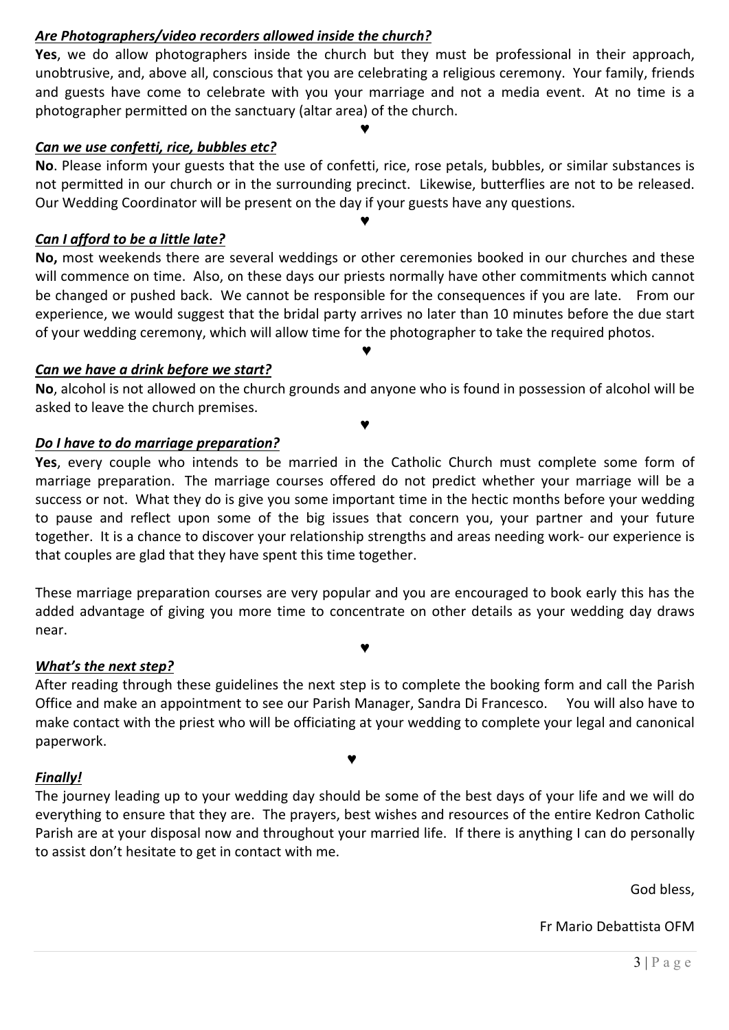***Are Photographers/video recorders allowed inside the church?***

**Yes**, we do allow photographers inside the church but they must be professional in their approach, unobtrusive, and, above all, conscious that you are celebrating a religious ceremony. Your family, friends and guests have come to celebrate with you your marriage and not a media event. At no time is a photographer permitted on the sanctuary (altar area) of the church.

♥

***Can we use confetti, rice, bubbles etc?***

**No**. Please inform your guests that the use of confetti, rice, rose petals, bubbles, or similar substances is not permitted in our church or in the surrounding precinct. Likewise, butterflies are not to be released. Our Wedding Coordinator will be present on the day if your guests have any questions.

♥

***Can I afford to be a little late?***

**No,** most weekends there are several weddings or other ceremonies booked in our churches and these will commence on time. Also, on these days our priests normally have other commitments which cannot be changed or pushed back. We cannot be responsible for the consequences if you are late. From our experience, we would suggest that the bridal party arrives no later than 10 minutes before the due start of your wedding ceremony, which will allow time for the photographer to take the required photos.

♥

***Can we have a drink before we start?***

**No**, alcohol is not allowed on the church grounds and anyone who is found in possession of alcohol will be asked to leave the church premises.

♥

***Do I have to do marriage preparation?***

**Yes**, every couple who intends to be married in the Catholic Church must complete some form of marriage preparation. The marriage courses offered do not predict whether your marriage will be a success or not. What they do is give you some important time in the hectic months before your wedding to pause and reflect upon some of the big issues that concern you, your partner and your future together. It is a chance to discover your relationship strengths and areas needing work- our experience is that couples are glad that they have spent this time together.

These marriage preparation courses are very popular and you are encouraged to book early this has the added advantage of giving you more time to concentrate on other details as your wedding day draws near.

♥

***What's the next step?***

After reading through these guidelines the next step is to complete the booking form and call the Parish Office and make an appointment to see our Parish Manager, Sandra Di Francesco. You will also have to make contact with the priest who will be officiating at your wedding to complete your legal and canonical paperwork.

♥

***Finally!***

The journey leading up to your wedding day should be some of the best days of your life and we will do everything to ensure that they are. The prayers, best wishes and resources of the entire Kedron Catholic Parish are at your disposal now and throughout your married life. If there is anything I can do personally to assist don't hesitate to get in contact with me.

God bless,

Fr Mario Debattista OFM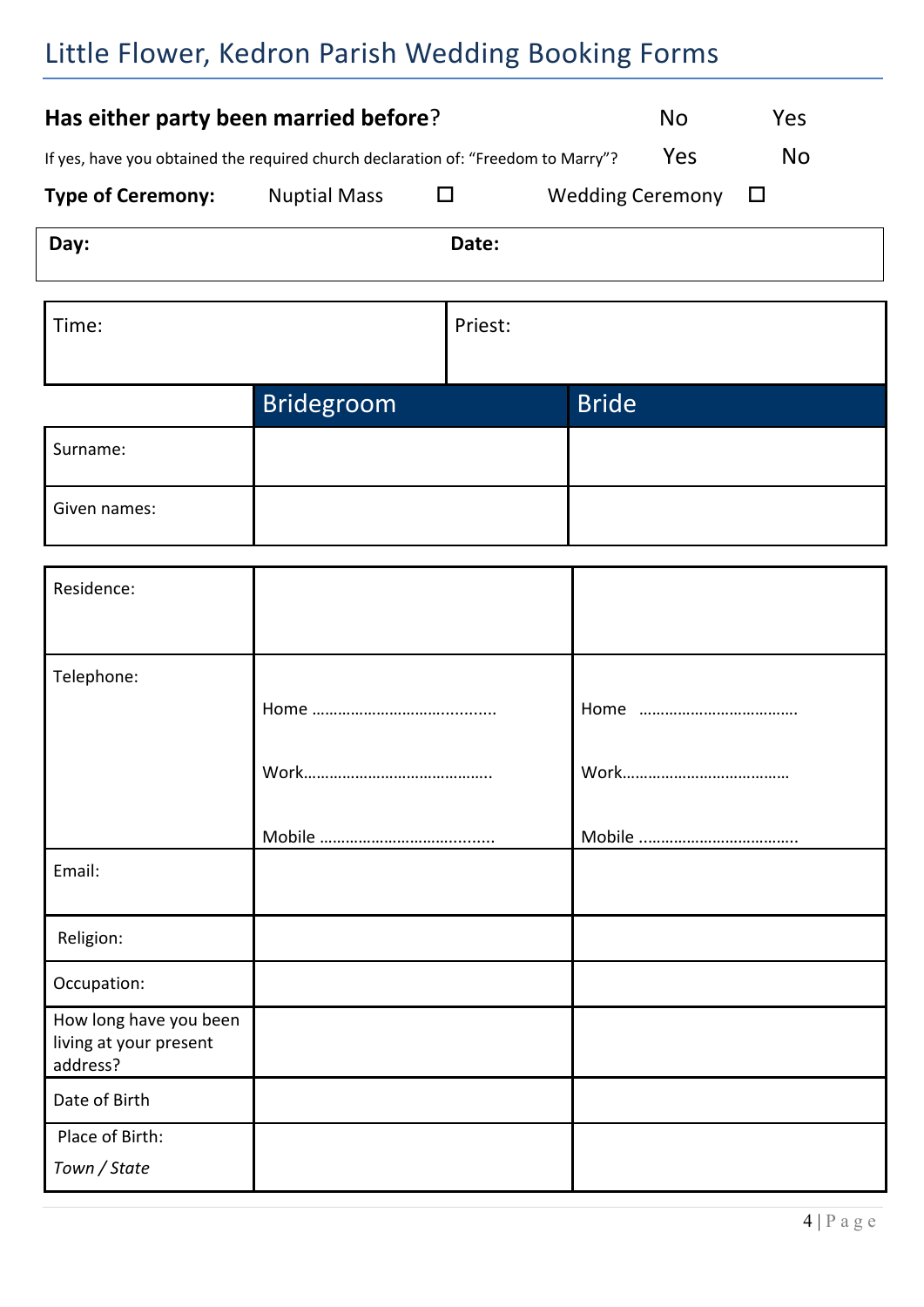# Little Flower, Kedron Parish Wedding Booking Forms

**Has either party been married before**? No Yes

If yes, have you obtained the required church declaration of: "Freedom to Marry"? Yes No

**Type of Ceremony:** Nuptial Mass ☐ Wedding Ceremony ☐

| **Day:** | **Date:** |
|---|---|

| Time: | Priest: |
|---|---|

| | Bridegroom | Bride |
|---|---|---|
| Surname: | | |
| Given names: | | |
| Residence: | | |
| Telephone: | Home …………………………..........<br>Work……………………………………..<br>Mobile …………………………......... | Home ……………………………….<br>Work………………………………….<br>Mobile ……………………………….. |
| Email: | | |
| Religion: | | |
| Occupation: | | |
| How long have you been living at your present address? | | |
| Date of Birth | | |
| Place of Birth:<br>*Town / State* | | |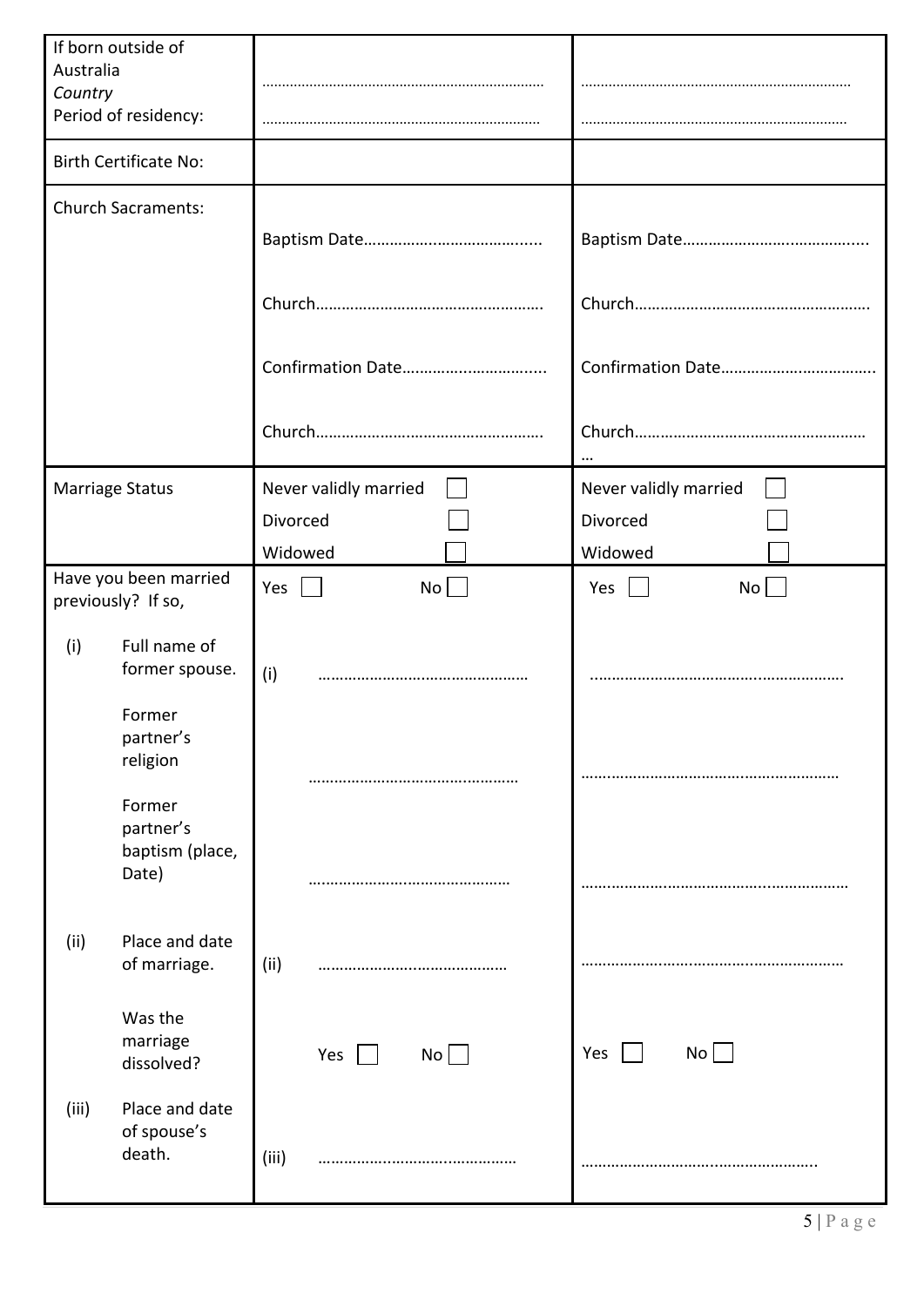| | | |
|---|---|---|
| If born outside of Australia<br>*Country*<br>Period of residency: | ……………………………………………………<br>…………………………………………………… | ……………………………………………………<br>…………………………………………………… |
| Birth Certificate No: | | |
| Church Sacraments: | Baptism Date…………………………………...<br><br>Church……………………………………………..<br><br>Confirmation Date…………………………...<br><br>Church…………………………………………….. | Baptism Date…………………………………...<br><br>Church……………………………………………..<br><br>Confirmation Date……………………………..<br><br>Church………………………………………………<br>… |
| Marriage Status | Never validly married ☐<br>Divorced ☐<br>Widowed ☐ | Never validly married ☐<br>Divorced ☐<br>Widowed ☐ |
| Have you been married previously? If so, | Yes ☐ No ☐ | Yes ☐ No ☐ |
| (i) Full name of former spouse. | (i) ………………………………………… | …………………………………………………. |
| Former partner's religion | ………………………………………… | ………………………………………………… |
| Former partner's baptism (place, Date) | ……………………………………… | …………………………………………………… |
| (ii) Place and date of marriage. | (ii) …………………………………… | …………………………………………………… |
| Was the marriage dissolved? | Yes ☐ No ☐ | Yes ☐ No ☐ |
| (iii) Place and date of spouse's death. | (iii) ……………………………………… | ……………………………………………….. |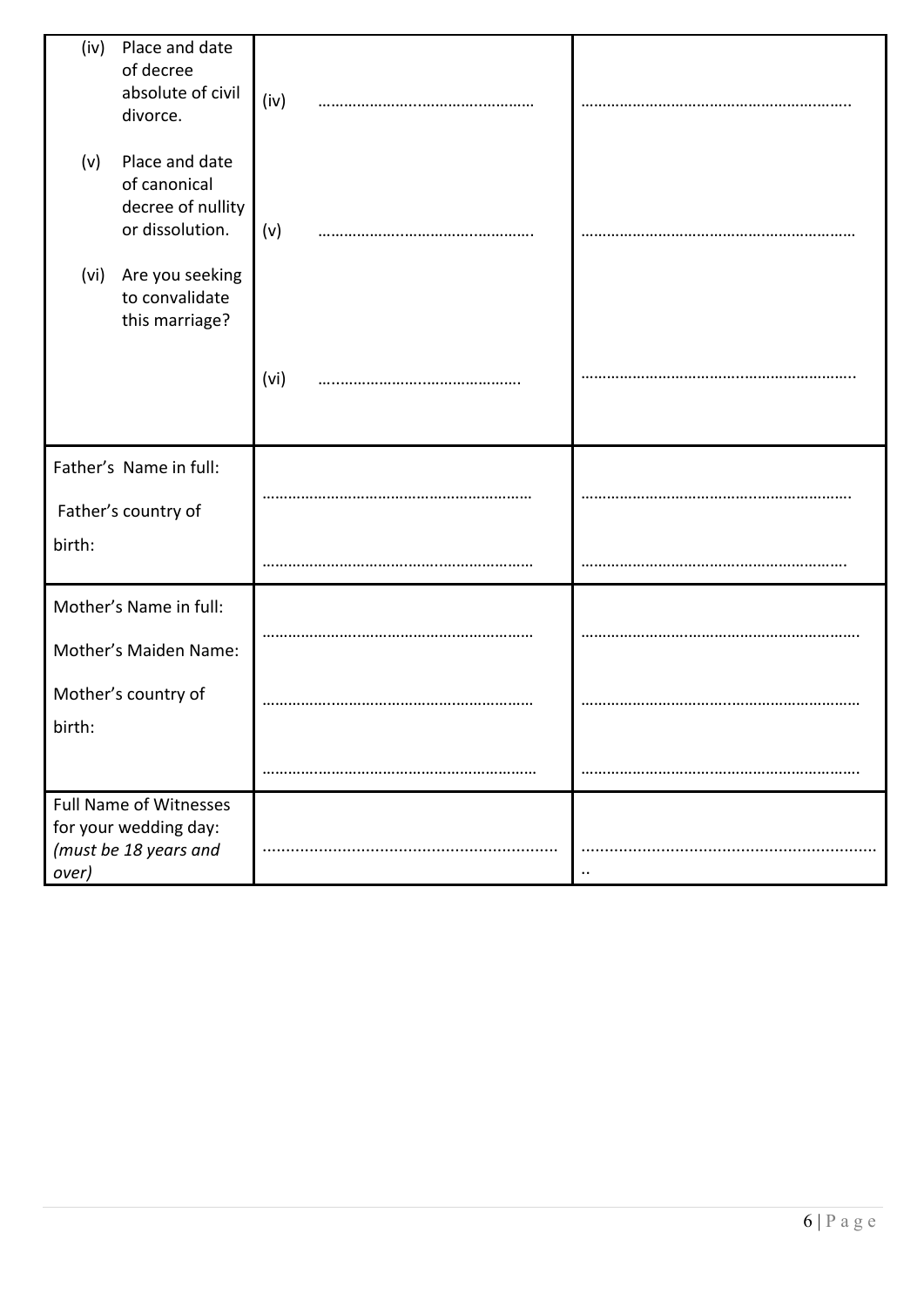| | | |
|---|---|---|
| (iv) Place and date of decree absolute of civil divorce. | (iv) ………………………………………… | …………………………………………………… |
| (v) Place and date of canonical decree of nullity or dissolution. | (v) ………………………………………… | …………………………………………………… |
| (vi) Are you seeking to convalidate this marriage? | (vi) ……………………………………… | …………………………………………………… |
| Father's Name in full: | …………………………………………………… | …………………………………………………… |
| Father's country of birth: | …………………………………………………… | …………………………………………………… |
| Mother's Name in full: | …………………………………………………… | …………………………………………………… |
| Mother's Maiden Name: | …………………………………………………… | …………………………………………………… |
| Mother's country of birth: | …………………………………………………… | …………………………………………………… |
| Full Name of Witnesses for your wedding day: *(must be 18 years and over)* | ……………………………………………………… | ……………………………………………………… |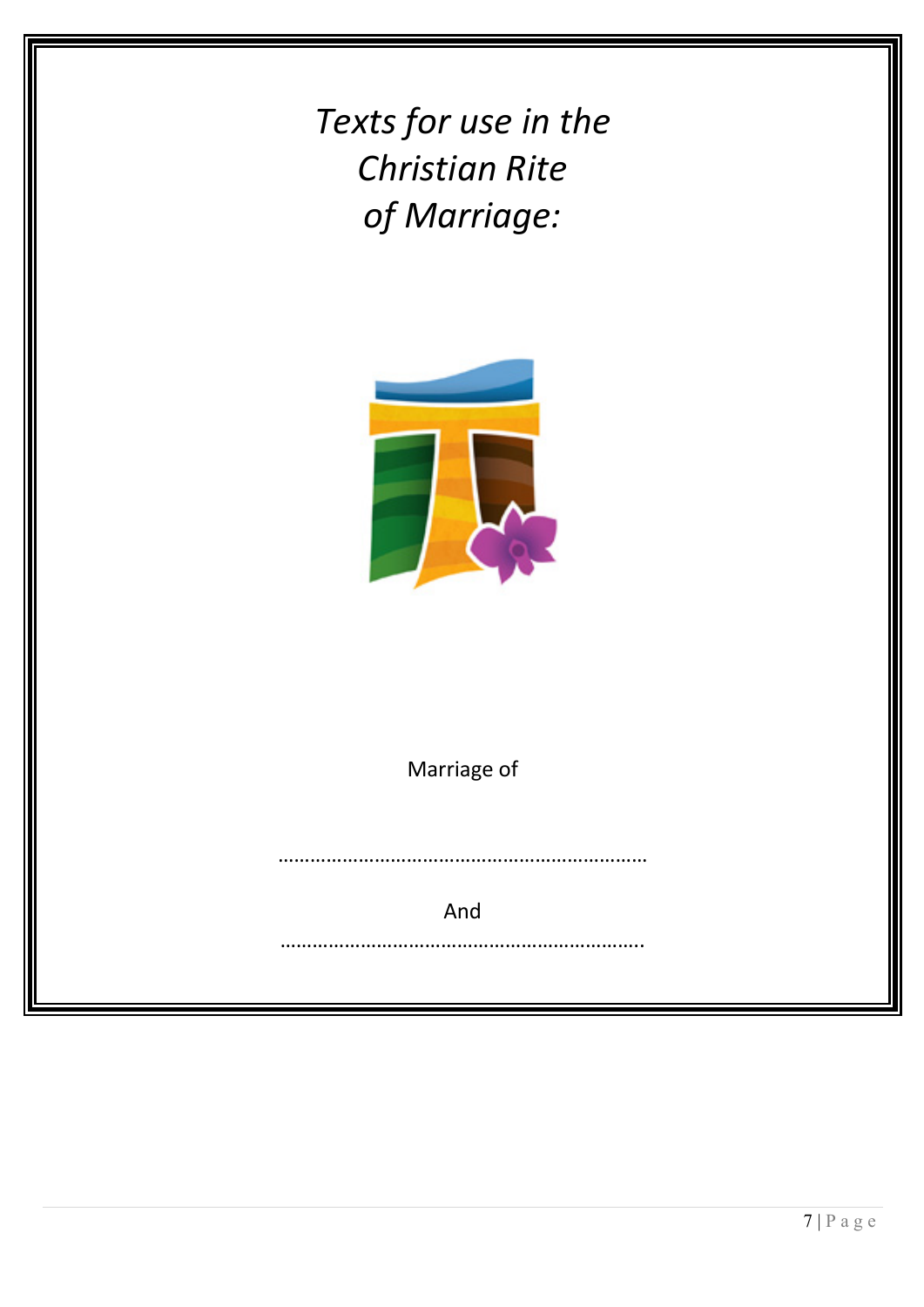# *Texts for use in the Christian Rite of Marriage:*

Marriage of

……………………………………………………………

And

…………………………………………………………..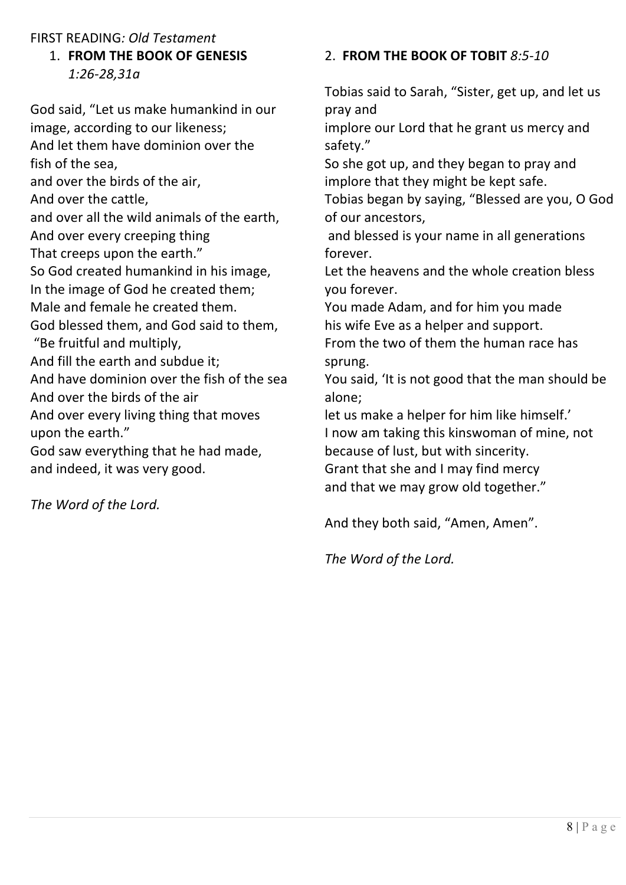FIRST READING*: Old Testament*

1. **FROM THE BOOK OF GENESIS** *1:26-28,31a*

God said, "Let us make humankind in our image, according to our likeness;
And let them have dominion over the fish of the sea,
and over the birds of the air,
And over the cattle,
and over all the wild animals of the earth,
And over every creeping thing
That creeps upon the earth."
So God created humankind in his image,
In the image of God he created them;
Male and female he created them.
God blessed them, and God said to them,
"Be fruitful and multiply,
And fill the earth and subdue it;
And have dominion over the fish of the sea
And over the birds of the air
And over every living thing that moves upon the earth."
God saw everything that he had made,
and indeed, it was very good.

*The Word of the Lord.*

2. **FROM THE BOOK OF TOBIT** *8:5-10*

Tobias said to Sarah, "Sister, get up, and let us pray and
implore our Lord that he grant us mercy and safety."
So she got up, and they began to pray and implore that they might be kept safe.
Tobias began by saying, "Blessed are you, O God of our ancestors,
and blessed is your name in all generations forever.
Let the heavens and the whole creation bless you forever.
You made Adam, and for him you made
his wife Eve as a helper and support.
From the two of them the human race has sprung.
You said, 'It is not good that the man should be alone;
let us make a helper for him like himself.'
I now am taking this kinswoman of mine, not because of lust, but with sincerity.
Grant that she and I may find mercy
and that we may grow old together."

And they both said, "Amen, Amen".

*The Word of the Lord.*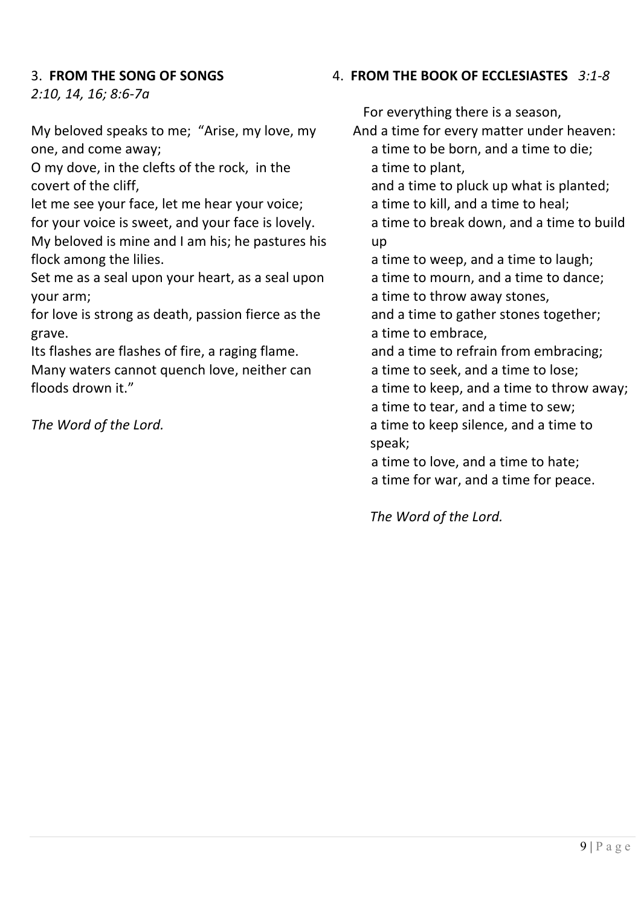3. **FROM THE SONG OF SONGS**
*2:10, 14, 16; 8:6-7a*

My beloved speaks to me; "Arise, my love, my one, and come away;
O my dove, in the clefts of the rock, in the covert of the cliff,
let me see your face, let me hear your voice;
for your voice is sweet, and your face is lovely.
My beloved is mine and I am his; he pastures his flock among the lilies.
Set me as a seal upon your heart, as a seal upon your arm;
for love is strong as death, passion fierce as the grave.
Its flashes are flashes of fire, a raging flame.
Many waters cannot quench love, neither can floods drown it."

*The Word of the Lord.*

4. **FROM THE BOOK OF ECCLESIASTES** *3:1-8*

For everything there is a season,
And a time for every matter under heaven:
a time to be born, and a time to die;
a time to plant,
and a time to pluck up what is planted;
a time to kill, and a time to heal;
a time to break down, and a time to build up
a time to weep, and a time to laugh;
a time to mourn, and a time to dance;
a time to throw away stones,
and a time to gather stones together;
a time to embrace,
and a time to refrain from embracing;
a time to seek, and a time to lose;
a time to keep, and a time to throw away;
a time to tear, and a time to sew;
a time to keep silence, and a time to speak;
a time to love, and a time to hate;
a time for war, and a time for peace.

*The Word of the Lord.*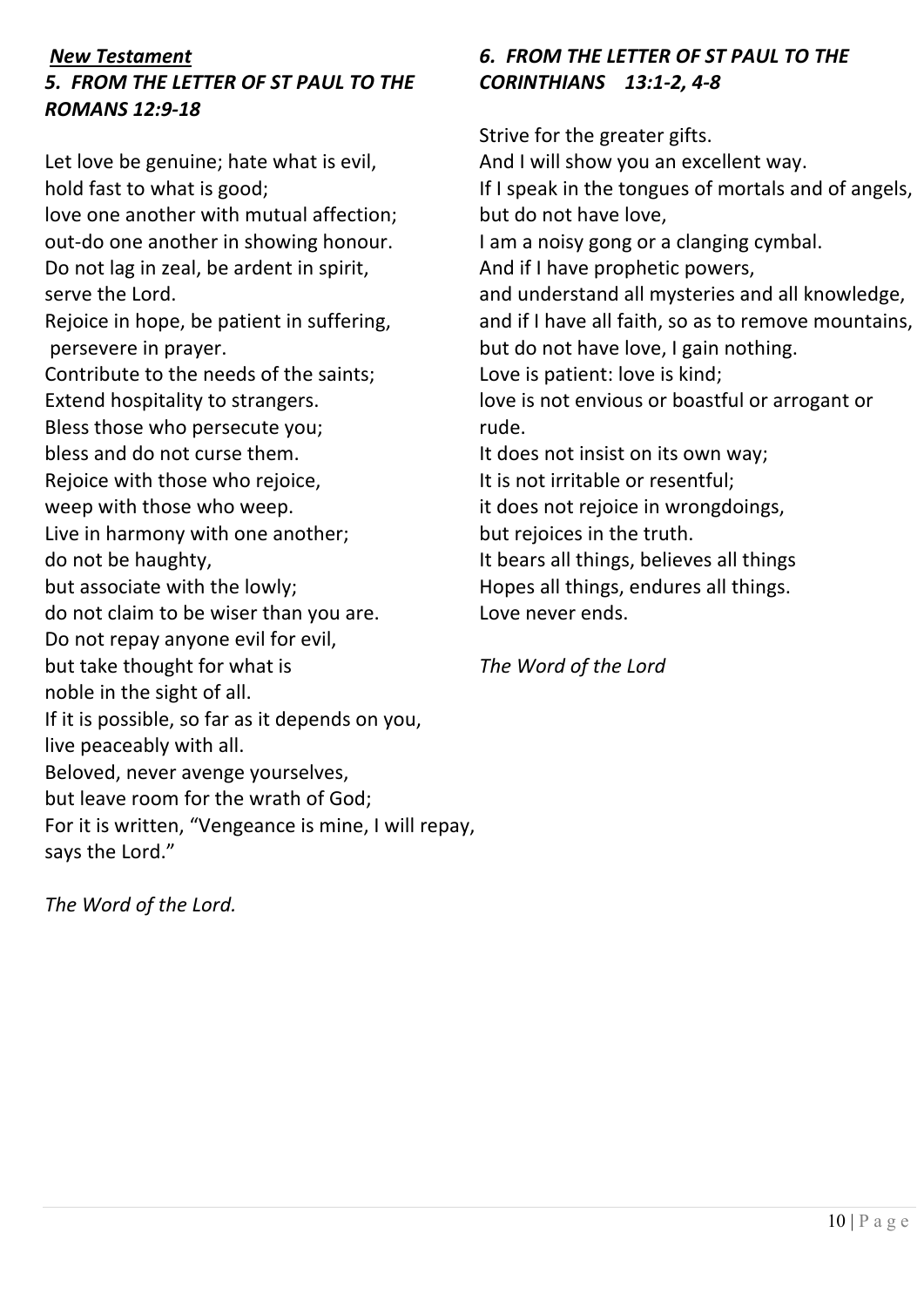***New Testament***

***5. FROM THE LETTER OF ST PAUL TO THE ROMANS 12:9-18***

Let love be genuine; hate what is evil,
hold fast to what is good;
love one another with mutual affection;
out-do one another in showing honour.
Do not lag in zeal, be ardent in spirit,
serve the Lord.
Rejoice in hope, be patient in suffering,
persevere in prayer.
Contribute to the needs of the saints;
Extend hospitality to strangers.
Bless those who persecute you;
bless and do not curse them.
Rejoice with those who rejoice,
weep with those who weep.
Live in harmony with one another;
do not be haughty,
but associate with the lowly;
do not claim to be wiser than you are.
Do not repay anyone evil for evil,
but take thought for what is
noble in the sight of all.
If it is possible, so far as it depends on you,
live peaceably with all.
Beloved, never avenge yourselves,
but leave room for the wrath of God;
For it is written, "Vengeance is mine, I will repay,
says the Lord."

*The Word of the Lord.*

***6. FROM THE LETTER OF ST PAUL TO THE CORINTHIANS 13:1-2, 4-8***

Strive for the greater gifts.
And I will show you an excellent way.
If I speak in the tongues of mortals and of angels,
but do not have love,
I am a noisy gong or a clanging cymbal.
And if I have prophetic powers,
and understand all mysteries and all knowledge,
and if I have all faith, so as to remove mountains,
but do not have love, I gain nothing.
Love is patient: love is kind;
love is not envious or boastful or arrogant or
rude.
It does not insist on its own way;
It is not irritable or resentful;
it does not rejoice in wrongdoings,
but rejoices in the truth.
It bears all things, believes all things
Hopes all things, endures all things.
Love never ends.

*The Word of the Lord*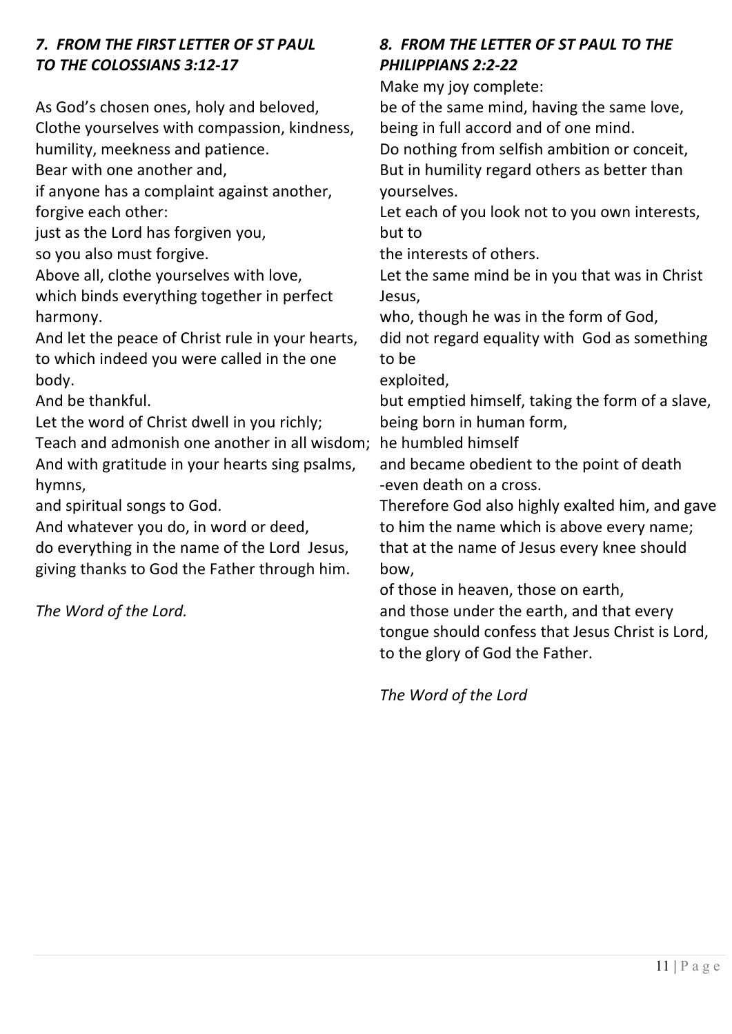### *7. FROM THE FIRST LETTER OF ST PAUL TO THE COLOSSIANS 3:12-17*

As God's chosen ones, holy and beloved,
Clothe yourselves with compassion, kindness, humility, meekness and patience.
Bear with one another and,
if anyone has a complaint against another, forgive each other:
just as the Lord has forgiven you,
so you also must forgive.
Above all, clothe yourselves with love,
which binds everything together in perfect harmony.
And let the peace of Christ rule in your hearts, to which indeed you were called in the one body.
And be thankful.
Let the word of Christ dwell in you richly;
Teach and admonish one another in all wisdom;
And with gratitude in your hearts sing psalms, hymns,
and spiritual songs to God.
And whatever you do, in word or deed,
do everything in the name of the Lord Jesus,
giving thanks to God the Father through him.

*The Word of the Lord.*

### *8. FROM THE LETTER OF ST PAUL TO THE PHILIPPIANS 2:2-22*

Make my joy complete:
be of the same mind, having the same love,
being in full accord and of one mind.
Do nothing from selfish ambition or conceit,
But in humility regard others as better than yourselves.
Let each of you look not to you own interests, but to
the interests of others.
Let the same mind be in you that was in Christ Jesus,
who, though he was in the form of God,
did not regard equality with God as something to be
exploited,
but emptied himself, taking the form of a slave,
being born in human form,
he humbled himself
and became obedient to the point of death
-even death on a cross.
Therefore God also highly exalted him, and gave to him the name which is above every name;
that at the name of Jesus every knee should bow,
of those in heaven, those on earth,
and those under the earth, and that every tongue should confess that Jesus Christ is Lord,
to the glory of God the Father.

*The Word of the Lord*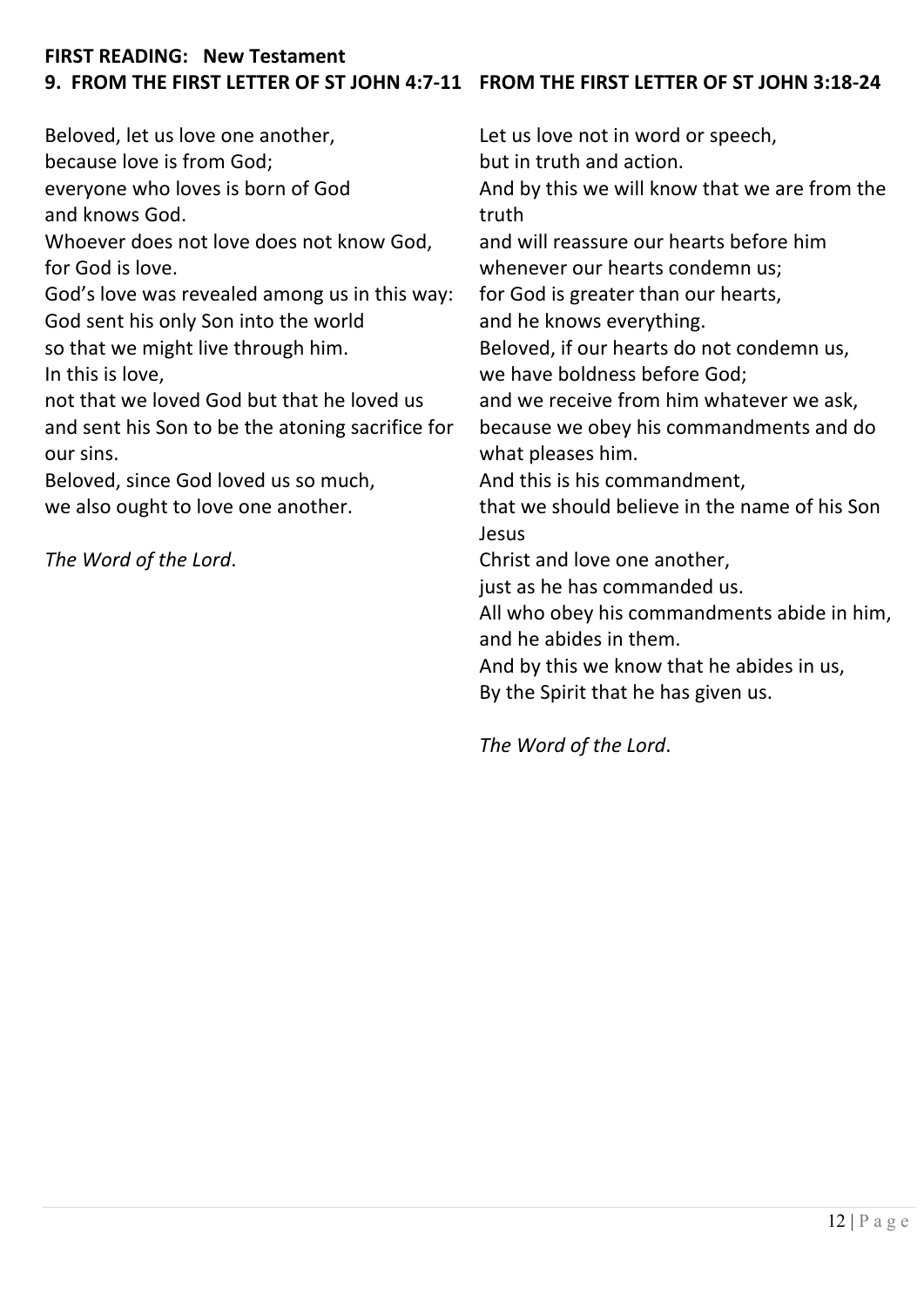**FIRST READING: New Testament**

**9. FROM THE FIRST LETTER OF ST JOHN 4:7-11**

Beloved, let us love one another,
because love is from God;
everyone who loves is born of God
and knows God.
Whoever does not love does not know God,
for God is love.
God's love was revealed among us in this way:
God sent his only Son into the world
so that we might live through him.
In this is love,
not that we loved God but that he loved us
and sent his Son to be the atoning sacrifice for our sins.
Beloved, since God loved us so much,
we also ought to love one another.

*The Word of the Lord*.

**FROM THE FIRST LETTER OF ST JOHN 3:18-24**

Let us love not in word or speech,
but in truth and action.
And by this we will know that we are from the truth
and will reassure our hearts before him
whenever our hearts condemn us;
for God is greater than our hearts,
and he knows everything.
Beloved, if our hearts do not condemn us,
we have boldness before God;
and we receive from him whatever we ask,
because we obey his commandments and do what pleases him.
And this is his commandment,
that we should believe in the name of his Son Jesus
Christ and love one another,
just as he has commanded us.
All who obey his commandments abide in him,
and he abides in them.
And by this we know that he abides in us,
By the Spirit that he has given us.

*The Word of the Lord*.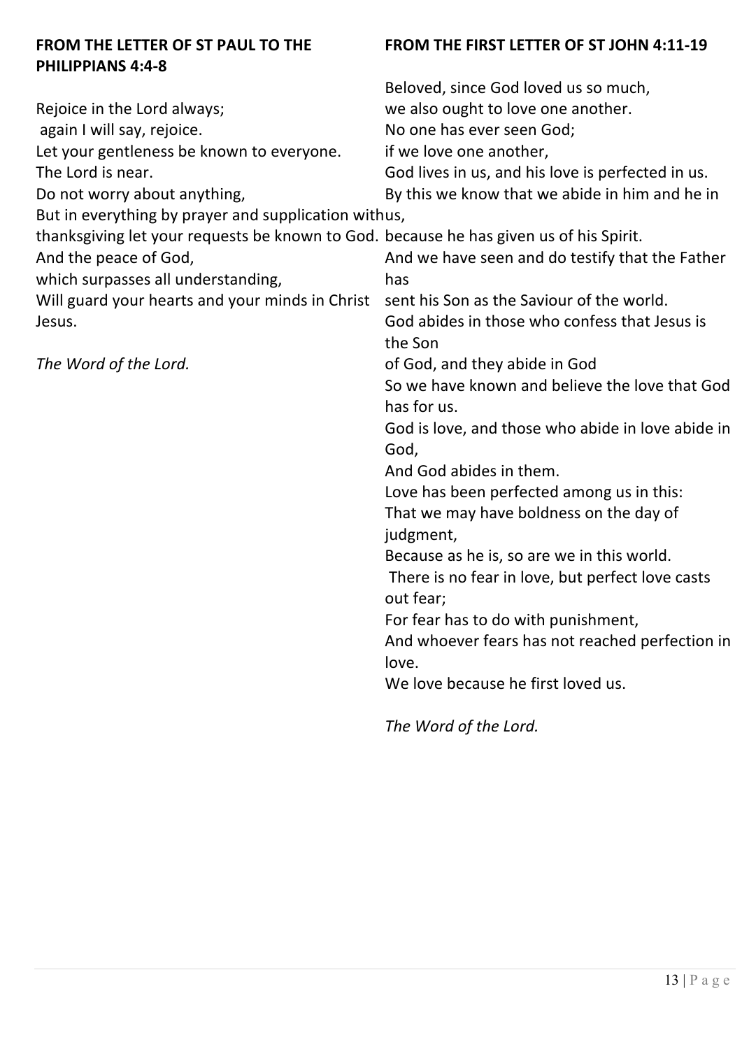**FROM THE LETTER OF ST PAUL TO THE PHILIPPIANS 4:4-8**

Rejoice in the Lord always;
again I will say, rejoice.
Let your gentleness be known to everyone.
The Lord is near.
Do not worry about anything,
But in everything by prayer and supplication with thanksgiving let your requests be known to God.
And the peace of God,
which surpasses all understanding,
Will guard your hearts and your minds in Christ Jesus.

*The Word of the Lord.*

**FROM THE FIRST LETTER OF ST JOHN 4:11-19**

Beloved, since God loved us so much,
we also ought to love one another.
No one has ever seen God;
if we love one another,
God lives in us, and his love is perfected in us.
By this we know that we abide in him and he in us,
because he has given us of his Spirit.
And we have seen and do testify that the Father has
sent his Son as the Saviour of the world.
God abides in those who confess that Jesus is the Son
of God, and they abide in God
So we have known and believe the love that God has for us.
God is love, and those who abide in love abide in God,
And God abides in them.
Love has been perfected among us in this:
That we may have boldness on the day of judgment,
Because as he is, so are we in this world.
There is no fear in love, but perfect love casts out fear;
For fear has to do with punishment,
And whoever fears has not reached perfection in love.
We love because he first loved us.

*The Word of the Lord.*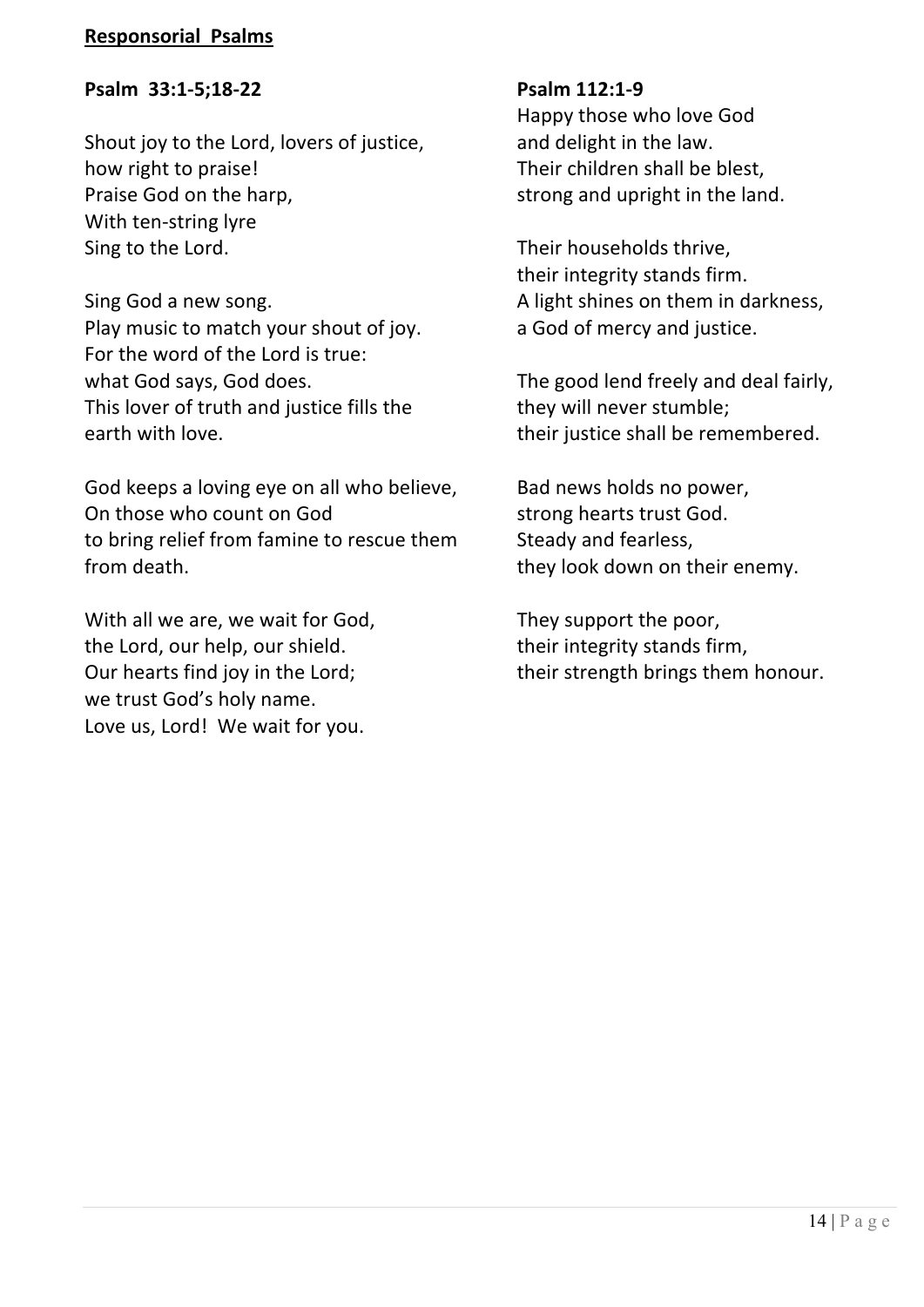**Responsorial Psalms**

**Psalm 33:1-5;18-22**

Shout joy to the Lord, lovers of justice,
how right to praise!
Praise God on the harp,
With ten-string lyre
Sing to the Lord.

Sing God a new song.
Play music to match your shout of joy.
For the word of the Lord is true:
what God says, God does.
This lover of truth and justice fills the earth with love.

God keeps a loving eye on all who believe,
On those who count on God
to bring relief from famine to rescue them from death.

With all we are, we wait for God,
the Lord, our help, our shield.
Our hearts find joy in the Lord;
we trust God's holy name.
Love us, Lord! We wait for you.

**Psalm 112:1-9**

Happy those who love God
and delight in the law.
Their children shall be blest,
strong and upright in the land.

Their households thrive,
their integrity stands firm.
A light shines on them in darkness,
a God of mercy and justice.

The good lend freely and deal fairly,
they will never stumble;
their justice shall be remembered.

Bad news holds no power,
strong hearts trust God.
Steady and fearless,
they look down on their enemy.

They support the poor,
their integrity stands firm,
their strength brings them honour.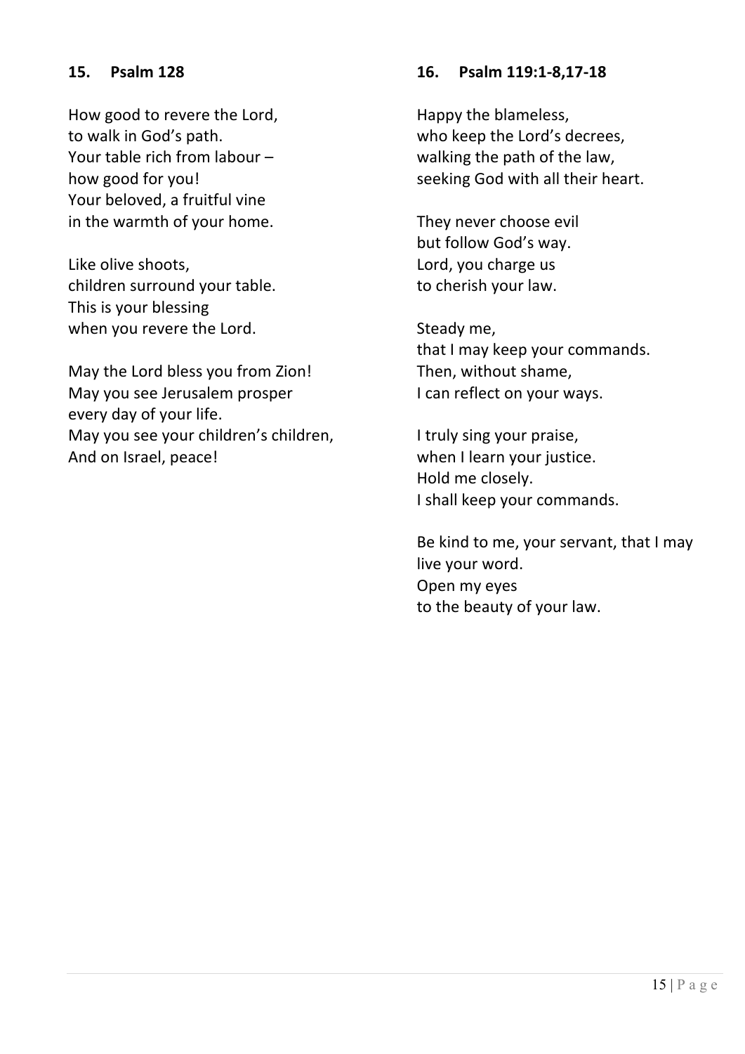### 15. Psalm 128

How good to revere the Lord,
to walk in God's path.
Your table rich from labour –
how good for you!
Your beloved, a fruitful vine
in the warmth of your home.

Like olive shoots,
children surround your table.
This is your blessing
when you revere the Lord.

May the Lord bless you from Zion!
May you see Jerusalem prosper
every day of your life.
May you see your children's children,
And on Israel, peace!

### 16. Psalm 119:1-8,17-18

Happy the blameless,
who keep the Lord's decrees,
walking the path of the law,
seeking God with all their heart.

They never choose evil
but follow God's way.
Lord, you charge us
to cherish your law.

Steady me,
that I may keep your commands.
Then, without shame,
I can reflect on your ways.

I truly sing your praise,
when I learn your justice.
Hold me closely.
I shall keep your commands.

Be kind to me, your servant, that I may
live your word.
Open my eyes
to the beauty of your law.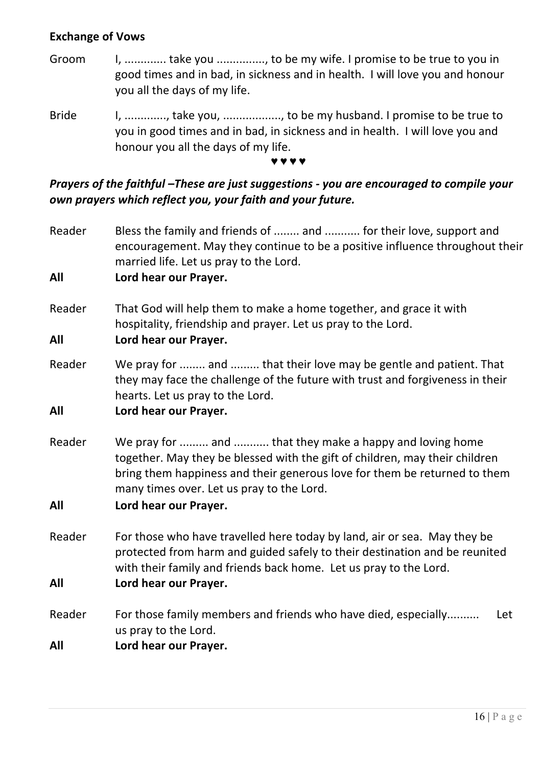**Exchange of Vows**

Groom	I, ............. take you ..............., to be my wife. I promise to be true to you in good times and in bad, in sickness and in health. I will love you and honour you all the days of my life.

Bride	I, ............., take you, .................., to be my husband. I promise to be true to you in good times and in bad, in sickness and in health. I will love you and honour you all the days of my life.

♥ ♥ ♥ ♥

***Prayers of the faithful –These are just suggestions - you are encouraged to compile your own prayers which reflect you, your faith and your future.***

Reader	Bless the family and friends of ........ and ........... for their love, support and encouragement. May they continue to be a positive influence throughout their married life. Let us pray to the Lord.

**All	Lord hear our Prayer.**

Reader	That God will help them to make a home together, and grace it with hospitality, friendship and prayer. Let us pray to the Lord.

**All	Lord hear our Prayer.**

Reader	We pray for ........ and ......... that their love may be gentle and patient. That they may face the challenge of the future with trust and forgiveness in their hearts. Let us pray to the Lord.

**All	Lord hear our Prayer.**

Reader	We pray for ......... and ........... that they make a happy and loving home together. May they be blessed with the gift of children, may their children bring them happiness and their generous love for them be returned to them many times over. Let us pray to the Lord.

**All	Lord hear our Prayer.**

Reader	For those who have travelled here today by land, air or sea. May they be protected from harm and guided safely to their destination and be reunited with their family and friends back home. Let us pray to the Lord.

**All	Lord hear our Prayer.**

Reader	For those family members and friends who have died, especially.......... Let us pray to the Lord.

**All	Lord hear our Prayer.**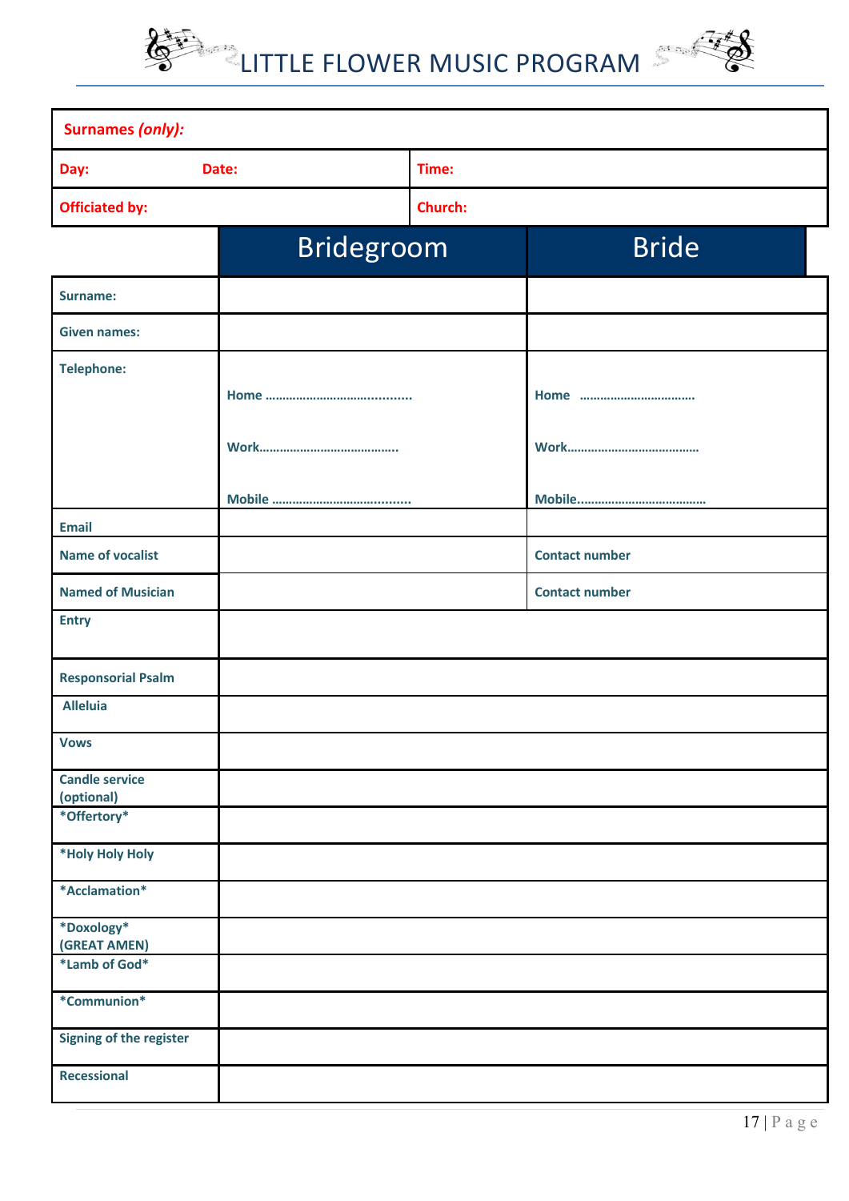# LITTLE FLOWER MUSIC PROGRAM

| **Surnames *(only)*:** | | |
|---|---|---|
| **Day:** **Date:** | **Time:** | |
| **Officiated by:** | **Church:** | |

| | Bridegroom | Bride |
|---|---|---|
| **Surname:** | | |
| **Given names:** | | |
| **Telephone:** | **Home** ………………………………......... <br> **Work**………………………………….. <br> **Mobile** …………………………......... | **Home** …………………………… <br> **Work**………………………………… <br> **Mobile**………………………………. |
| **Email** | | |
| **Name of vocalist** | | **Contact number** |
| **Named of Musician** | | **Contact number** |
| **Entry** | | |
| **Responsorial Psalm** | | |
| **Alleluia** | | |
| **Vows** | | |
| **Candle service (optional)** | | |
| **\*Offertory\*** | | |
| **\*Holy Holy Holy** | | |
| **\*Acclamation\*** | | |
| **\*Doxology\* (GREAT AMEN)** | | |
| **\*Lamb of God\*** | | |
| **\*Communion\*** | | |
| **Signing of the register** | | |
| **Recessional** | | |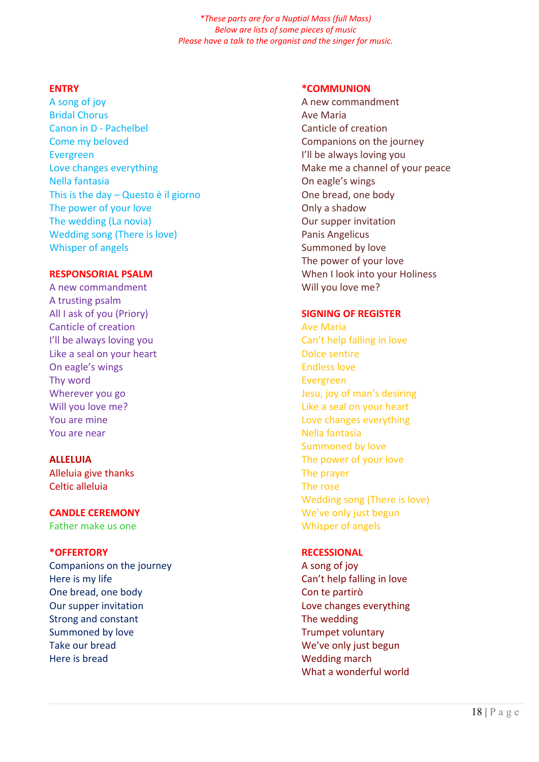*\*These parts are for a Nuptial Mass (full Mass)*
*Below are lists of some pieces of music*
*Please have a talk to the organist and the singer for music.*

**ENTRY**

A song of joy
Bridal Chorus
Canon in D - Pachelbel
Come my beloved
Evergreen
Love changes everything
Nella fantasia
This is the day – Questo è il giorno
The power of your love
The wedding (La novia)
Wedding song (There is love)
Whisper of angels

**RESPONSORIAL PSALM**

A new commandment
A trusting psalm
All I ask of you (Priory)
Canticle of creation
I'll be always loving you
Like a seal on your heart
On eagle's wings
Thy word
Wherever you go
Will you love me?
You are mine
You are near

**ALLELUIA**

Alleluia give thanks
Celtic alleluia

**CANDLE CEREMONY**

Father make us one

***OFFERTORY**

Companions on the journey
Here is my life
One bread, one body
Our supper invitation
Strong and constant
Summoned by love
Take our bread
Here is bread

***COMMUNION**

A new commandment
Ave Maria
Canticle of creation
Companions on the journey
I'll be always loving you
Make me a channel of your peace
On eagle's wings
One bread, one body
Only a shadow
Our supper invitation
Panis Angelicus
Summoned by love
The power of your love
When I look into your Holiness
Will you love me?

**SIGNING OF REGISTER**

Ave Maria
Can't help falling in love
Dolce sentire
Endless love
Evergreen
Jesu, joy of man's desiring
Like a seal on your heart
Love changes everything
Nella fantasia
Summoned by love
The power of your love
The prayer
The rose
Wedding song (There is love)
We've only just begun
Whisper of angels

**RECESSIONAL**

A song of joy
Can't help falling in love
Con te partirò
Love changes everything
The wedding
Trumpet voluntary
We've only just begun
Wedding march
What a wonderful world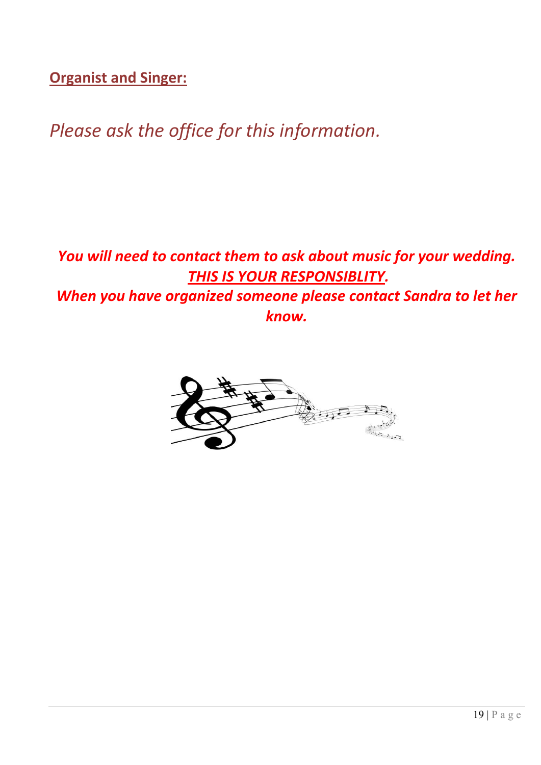**Organist and Singer:**

*Please ask the office for this information.*

***You will need to contact them to ask about music for your wedding.***
***<u>THIS IS YOUR RESPONSIBLITY</u>.***
***When you have organized someone please contact Sandra to let her know.***